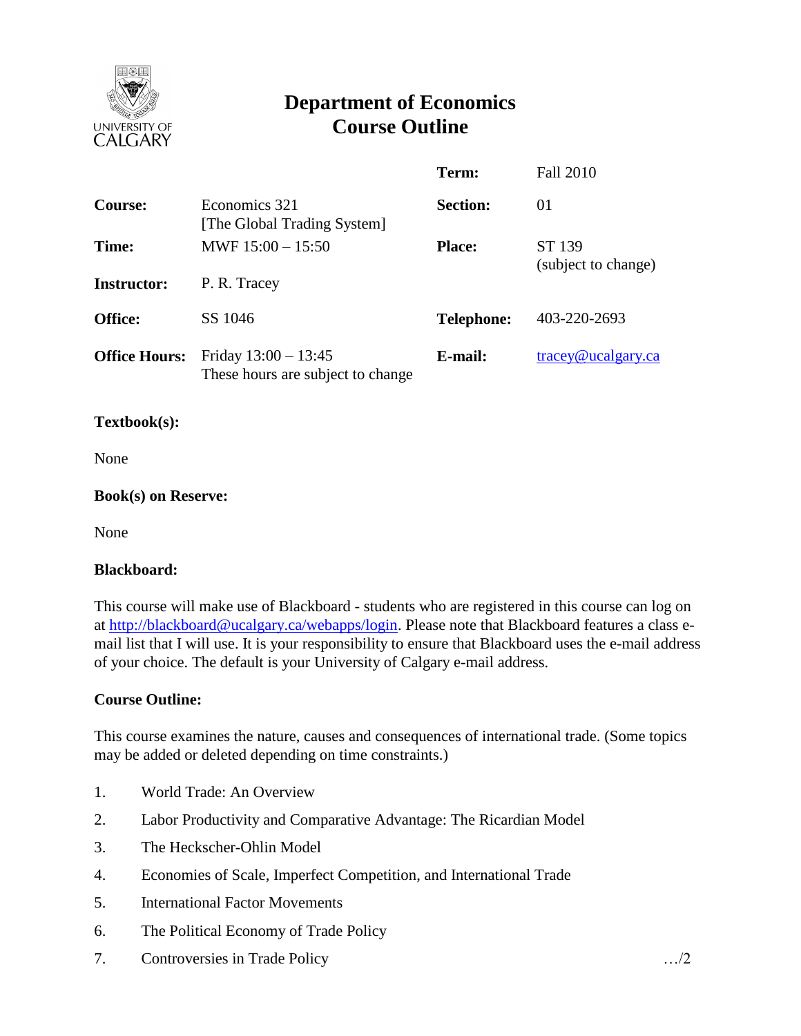# Department of Economics
# Course Outline

| | | | |
|---|---|---|---|
| | | **Term:** | Fall 2010 |
| **Course:** | Economics 321 [The Global Trading System] | **Section:** | 01 |
| **Time:** | MWF 15:00 – 15:50 | **Place:** | ST 139 (subject to change) |
| **Instructor:** | P. R. Tracey | | |
| **Office:** | SS 1046 | **Telephone:** | 403-220-2693 |
| **Office Hours:** | Friday 13:00 – 13:45 These hours are subject to change | **E-mail:** | tracey@ucalgary.ca |

**Textbook(s):**

None

**Book(s) on Reserve:**

None

**Blackboard:**

This course will make use of Blackboard - students who are registered in this course can log on at http://blackboard@ucalgary.ca/webapps/login. Please note that Blackboard features a class e-mail list that I will use. It is your responsibility to ensure that Blackboard uses the e-mail address of your choice. The default is your University of Calgary e-mail address.

**Course Outline:**

This course examines the nature, causes and consequences of international trade. (Some topics may be added or deleted depending on time constraints.)

1. World Trade: An Overview
2. Labor Productivity and Comparative Advantage: The Ricardian Model
3. The Heckscher-Ohlin Model
4. Economies of Scale, Imperfect Competition, and International Trade
5. International Factor Movements
6. The Political Economy of Trade Policy
7. Controversies in Trade Policy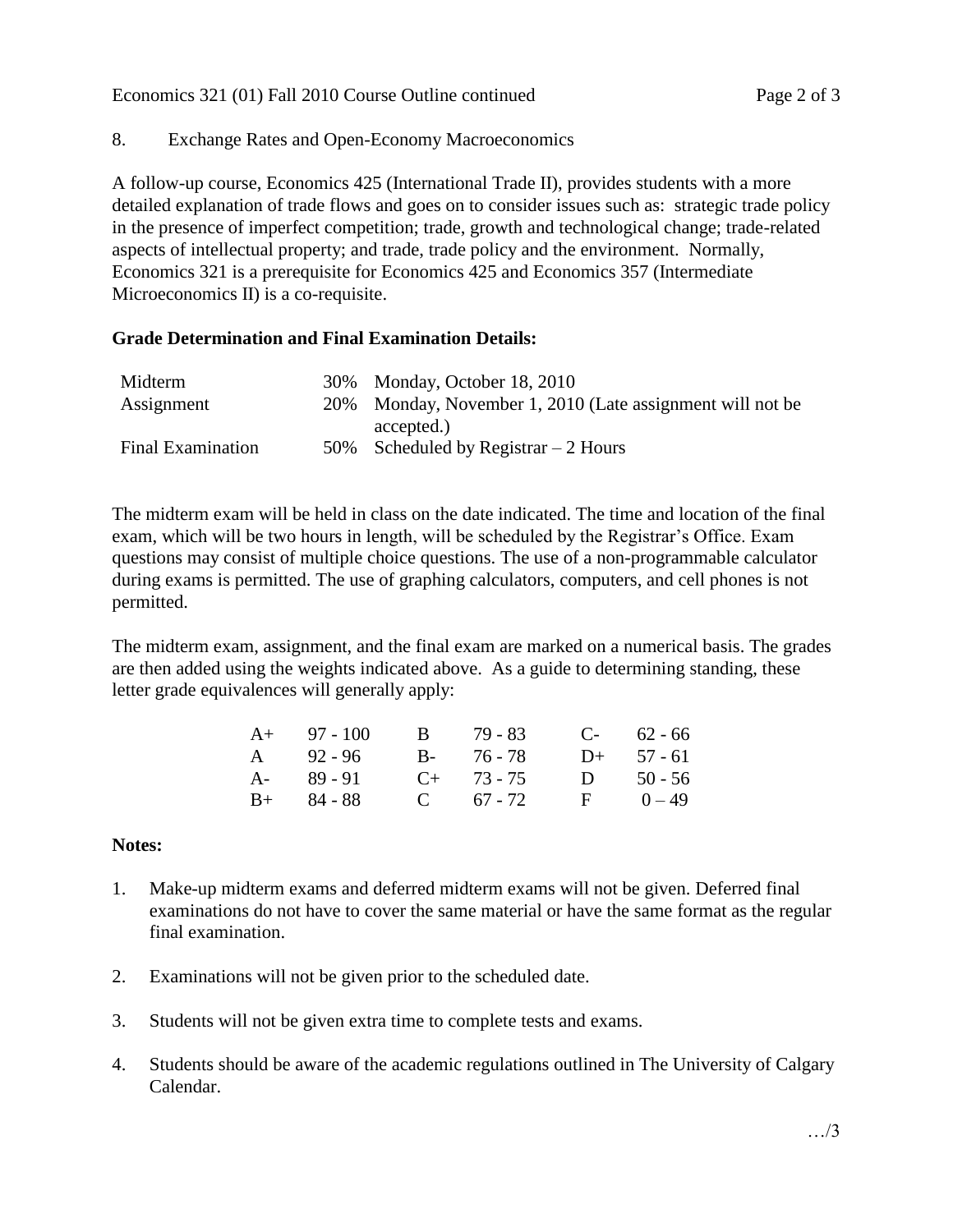8. Exchange Rates and Open-Economy Macroeconomics

A follow-up course, Economics 425 (International Trade II), provides students with a more detailed explanation of trade flows and goes on to consider issues such as: strategic trade policy in the presence of imperfect competition; trade, growth and technological change; trade-related aspects of intellectual property; and trade, trade policy and the environment. Normally, Economics 321 is a prerequisite for Economics 425 and Economics 357 (Intermediate Microeconomics II) is a co-requisite.

**Grade Determination and Final Examination Details:**

| | | |
|---|---|---|
| Midterm | 30% | Monday, October 18, 2010 |
| Assignment | 20% | Monday, November 1, 2010 (Late assignment will not be accepted.) |
| Final Examination | 50% | Scheduled by Registrar – 2 Hours |

The midterm exam will be held in class on the date indicated. The time and location of the final exam, which will be two hours in length, will be scheduled by the Registrar's Office. Exam questions may consist of multiple choice questions. The use of a non-programmable calculator during exams is permitted. The use of graphing calculators, computers, and cell phones is not permitted.

The midterm exam, assignment, and the final exam are marked on a numerical basis. The grades are then added using the weights indicated above. As a guide to determining standing, these letter grade equivalences will generally apply:

| | | | | | |
|---|---|---|---|---|---|
| A+ | 97 - 100 | B | 79 - 83 | C- | 62 - 66 |
| A | 92 - 96 | B- | 76 - 78 | D+ | 57 - 61 |
| A- | 89 - 91 | C+ | 73 - 75 | D | 50 - 56 |
| B+ | 84 - 88 | C | 67 - 72 | F | 0 – 49 |

**Notes:**

1. Make-up midterm exams and deferred midterm exams will not be given. Deferred final examinations do not have to cover the same material or have the same format as the regular final examination.

2. Examinations will not be given prior to the scheduled date.

3. Students will not be given extra time to complete tests and exams.

4. Students should be aware of the academic regulations outlined in The University of Calgary Calendar.

…/3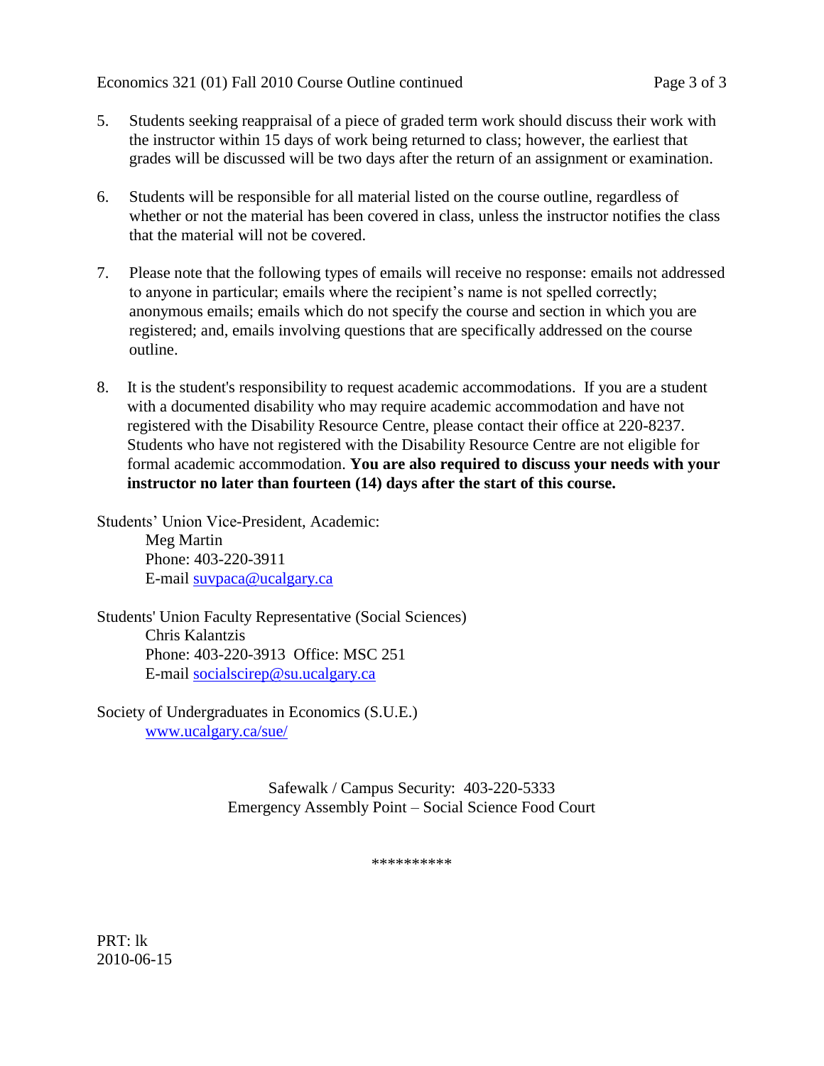5. Students seeking reappraisal of a piece of graded term work should discuss their work with the instructor within 15 days of work being returned to class; however, the earliest that grades will be discussed will be two days after the return of an assignment or examination.

6. Students will be responsible for all material listed on the course outline, regardless of whether or not the material has been covered in class, unless the instructor notifies the class that the material will not be covered.

7. Please note that the following types of emails will receive no response: emails not addressed to anyone in particular; emails where the recipient's name is not spelled correctly; anonymous emails; emails which do not specify the course and section in which you are registered; and, emails involving questions that are specifically addressed on the course outline.

8. It is the student's responsibility to request academic accommodations. If you are a student with a documented disability who may require academic accommodation and have not registered with the Disability Resource Centre, please contact their office at 220-8237. Students who have not registered with the Disability Resource Centre are not eligible for formal academic accommodation. **You are also required to discuss your needs with your instructor no later than fourteen (14) days after the start of this course.**

Students' Union Vice-President, Academic:  
Meg Martin  
Phone: 403-220-3911  
E-mail suvpaca@ucalgary.ca

Students' Union Faculty Representative (Social Sciences)  
Chris Kalantzis  
Phone: 403-220-3913 Office: MSC 251  
E-mail socialscirep@su.ucalgary.ca

Society of Undergraduates in Economics (S.U.E.)  
www.ucalgary.ca/sue/

Safewalk / Campus Security: 403-220-5333  
Emergency Assembly Point – Social Science Food Court

**********

PRT: lk  
2010-06-15